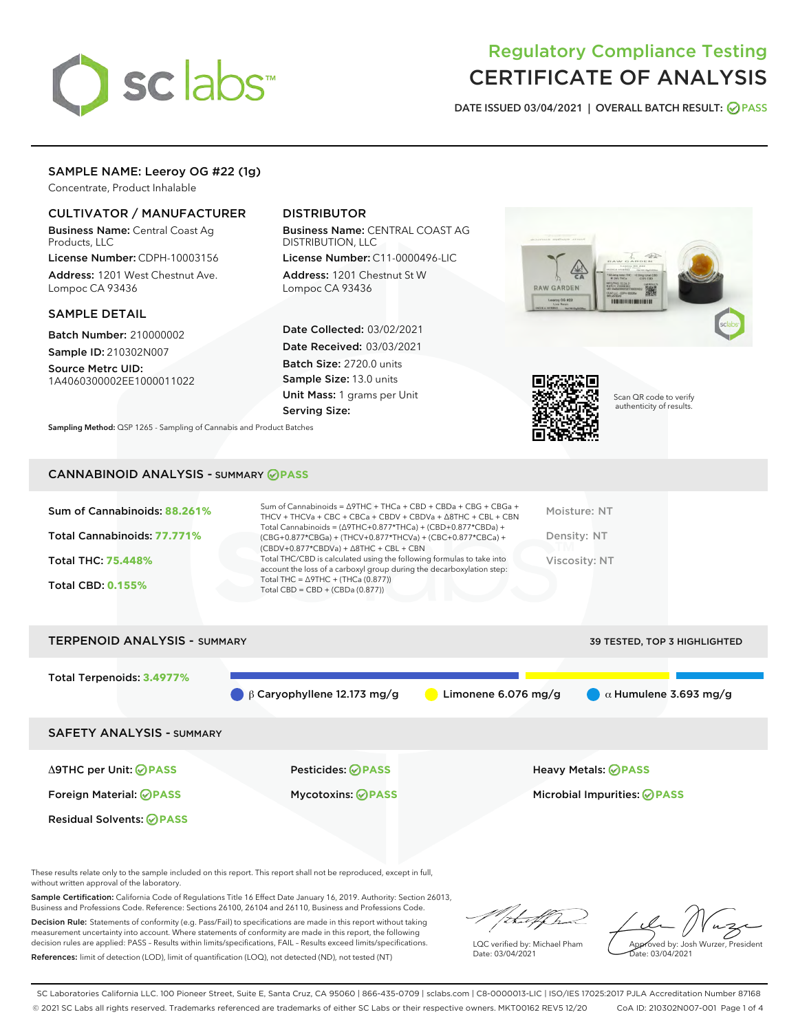# Regulatory Compliance Testing
# CERTIFICATE OF ANALYSIS

DATE ISSUED 03/04/2021 | OVERALL BATCH RESULT: PASS

## SAMPLE NAME: Leeroy OG #22 (1g)

Concentrate, Product Inhalable

### CULTIVATOR / MANUFACTURER

**Business Name:** Central Coast Ag Products, LLC

**License Number:** CDPH-10003156

**Address:** 1201 West Chestnut Ave. Lompoc CA 93436

### DISTRIBUTOR

**Business Name:** CENTRAL COAST AG DISTRIBUTION, LLC

**License Number:** C11-0000496-LIC

**Address:** 1201 Chestnut St W Lompoc CA 93436

### SAMPLE DETAIL

**Batch Number:** 210000002

**Sample ID:** 210302N007

**Source Metrc UID:** 1A4060300002EE1000011022

**Date Collected:** 03/02/2021

**Date Received:** 03/03/2021

**Batch Size:** 2720.0 units

**Sample Size:** 13.0 units

**Unit Mass:** 1 grams per Unit

**Serving Size:**

Scan QR code to verify authenticity of results.

**Sampling Method:** QSP 1265 - Sampling of Cannabis and Product Batches

## CANNABINOID ANALYSIS - SUMMARY PASS

Sum of Cannabinoids: **88.261%**

Total Cannabinoids: **77.771%**

Total THC: **75.448%**

Total CBD: **0.155%**

Sum of Cannabinoids = Δ9THC + THCa + CBD + CBDa + CBG + CBGa + THCV + THCVa + CBC + CBCa + CBDV + CBDVa + Δ8THC + CBL + CBN

Total Cannabinoids = (Δ9THC+0.877*THCa) + (CBD+0.877*CBDa) + (CBG+0.877*CBGa) + (THCV+0.877*THCVa) + (CBC+0.877*CBCa) + (CBDV+0.877*CBDVa) + Δ8THC + CBL + CBN

Total THC/CBD is calculated using the following formulas to take into account the loss of a carboxyl group during the decarboxylation step:

Total THC = Δ9THC + (THCa (0.877))

Total CBD = CBD + (CBDa (0.877))

Moisture: NT

Density: NT

Viscosity: NT

## TERPENOID ANALYSIS - SUMMARY

39 TESTED, TOP 3 HIGHLIGHTED

Total Terpenoids: **3.4977%**

β Caryophyllene 12.173 mg/g | Limonene 6.076 mg/g | α Humulene 3.693 mg/g

## SAFETY ANALYSIS - SUMMARY

| | | |
|---|---|---|
| Δ9THC per Unit: PASS | Pesticides: PASS | Heavy Metals: PASS |
| Foreign Material: PASS | Mycotoxins: PASS | Microbial Impurities: PASS |
| Residual Solvents: PASS | | |

These results relate only to the sample included on this report. This report shall not be reproduced, except in full, without written approval of the laboratory.

**Sample Certification:** California Code of Regulations Title 16 Effect Date January 16, 2019. Authority: Section 26013, Business and Professions Code. Reference: Sections 26100, 26104 and 26110, Business and Professions Code.

**Decision Rule:** Statements of conformity (e.g. Pass/Fail) to specifications are made in this report without taking measurement uncertainty into account. Where statements of conformity are made in this report, the following decision rules are applied: PASS – Results within limits/specifications, FAIL – Results exceed limits/specifications.

**References:** limit of detection (LOD), limit of quantification (LOQ), not detected (ND), not tested (NT)

LQC verified by: Michael Pham
Date: 03/04/2021

Approved by: Josh Wurzer, President
Date: 03/04/2021

SC Laboratories California LLC. 100 Pioneer Street, Suite E, Santa Cruz, CA 95060 | 866-435-0709 | sclabs.com | C8-0000013-LIC | ISO/IES 17025:2017 PJLA Accreditation Number 87168
© 2021 SC Labs all rights reserved. Trademarks referenced are trademarks of either SC Labs or their respective owners. MKT00162 REV5 12/20 CoA ID: 210302N007-001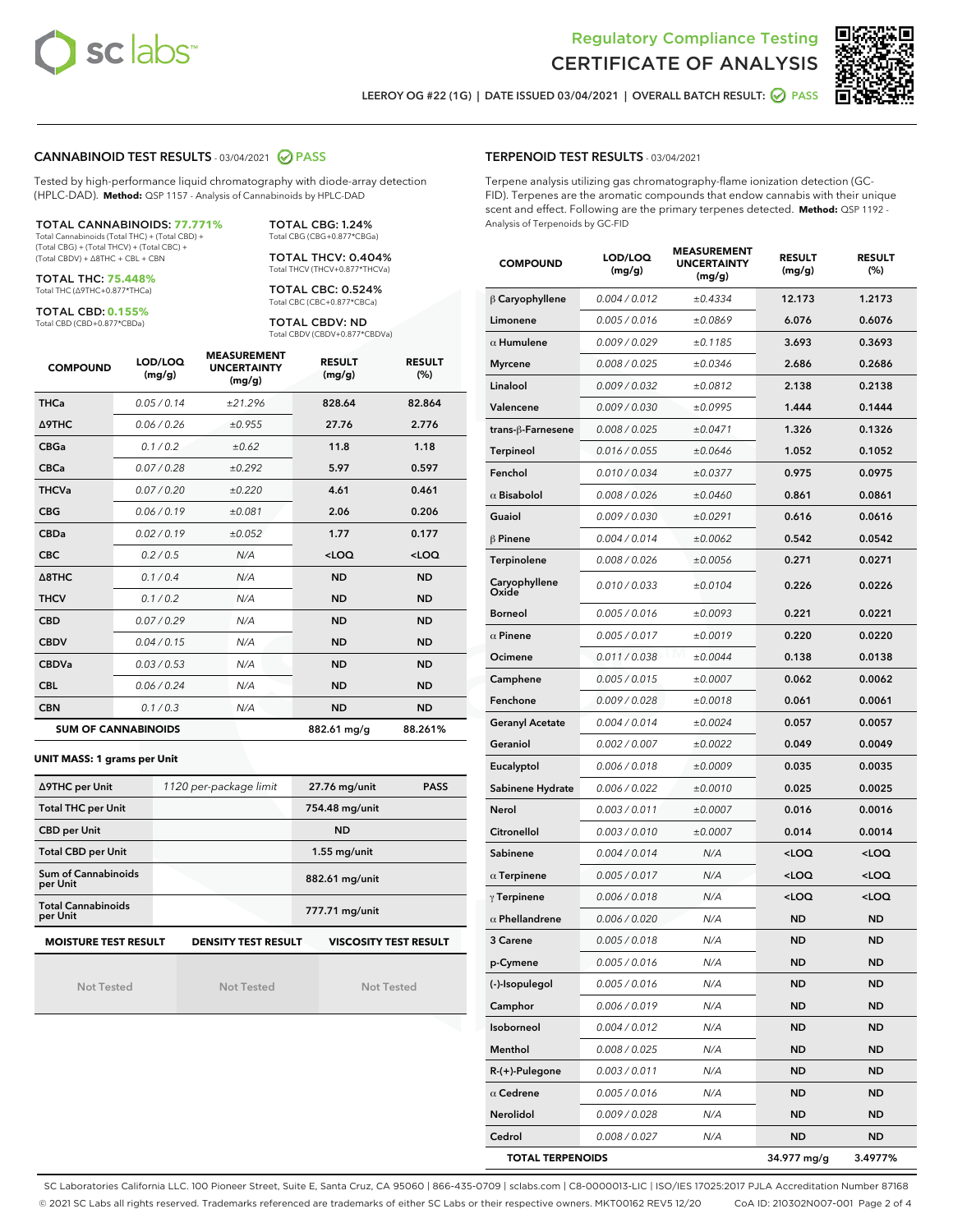Regulatory Compliance Testing
# CERTIFICATE OF ANALYSIS

LEEROY OG #22 (1G) | DATE ISSUED 03/04/2021 | OVERALL BATCH RESULT: PASS

## CANNABINOID TEST RESULTS - 03/04/2021 PASS

Tested by high-performance liquid chromatography with diode-array detection (HPLC-DAD). **Method:** QSP 1157 - Analysis of Cannabinoids by HPLC-DAD

**TOTAL CANNABINOIDS: 77.771%**
Total Cannabinoids (Total THC) + (Total CBD) + (Total CBG) + (Total THCV) + (Total CBC) + (Total CBDV) + Δ8THC + CBL + CBN

**TOTAL THC: 75.448%**
Total THC (Δ9THC+0.877*THCa)

**TOTAL CBD: 0.155%**
Total CBD (CBD+0.877*CBDa)

**TOTAL CBG: 1.24%**
Total CBG (CBG+0.877*CBGa)

**TOTAL THCV: 0.404%**
Total THCV (THCV+0.877*THCVa)

**TOTAL CBC: 0.524%**
Total CBC (CBC+0.877*CBCa)

**TOTAL CBDV: ND**
Total CBDV (CBDV+0.877*CBDVa)

| COMPOUND | LOD/LOQ (mg/g) | MEASUREMENT UNCERTAINTY (mg/g) | RESULT (mg/g) | RESULT (%) |
|---|---|---|---|---|
| THCa | 0.05 / 0.14 | ±21.296 | 828.64 | 82.864 |
| Δ9THC | 0.06 / 0.26 | ±0.955 | 27.76 | 2.776 |
| CBGa | 0.1 / 0.2 | ±0.62 | 11.8 | 1.18 |
| CBCa | 0.07 / 0.28 | ±0.292 | 5.97 | 0.597 |
| THCVa | 0.07 / 0.20 | ±0.220 | 4.61 | 0.461 |
| CBG | 0.06 / 0.19 | ±0.081 | 2.06 | 0.206 |
| CBDa | 0.02 / 0.19 | ±0.052 | 1.77 | 0.177 |
| CBC | 0.2 / 0.5 | N/A | <LOQ | <LOQ |
| Δ8THC | 0.1 / 0.4 | N/A | ND | ND |
| THCV | 0.1 / 0.2 | N/A | ND | ND |
| CBD | 0.07 / 0.29 | N/A | ND | ND |
| CBDV | 0.04 / 0.15 | N/A | ND | ND |
| CBDVa | 0.03 / 0.53 | N/A | ND | ND |
| CBL | 0.06 / 0.24 | N/A | ND | ND |
| CBN | 0.1 / 0.3 | N/A | ND | ND |
| **SUM OF CANNABINOIDS** | | | 882.61 mg/g | 88.261% |

**UNIT MASS: 1 grams per Unit**

| | | | |
|---|---|---|---|
| Δ9THC per Unit | 1120 per-package limit | 27.76 mg/unit | PASS |
| Total THC per Unit | | 754.48 mg/unit | |
| CBD per Unit | | ND | |
| Total CBD per Unit | | 1.55 mg/unit | |
| Sum of Cannabinoids per Unit | | 882.61 mg/unit | |
| Total Cannabinoids per Unit | | 777.71 mg/unit | |

| MOISTURE TEST RESULT | DENSITY TEST RESULT | VISCOSITY TEST RESULT |
|---|---|---|
| Not Tested | Not Tested | Not Tested |

## TERPENOID TEST RESULTS - 03/04/2021

Terpene analysis utilizing gas chromatography-flame ionization detection (GC-FID). Terpenes are the aromatic compounds that endow cannabis with their unique scent and effect. Following are the primary terpenes detected. **Method:** QSP 1192 - Analysis of Terpenoids by GC-FID

| COMPOUND | LOD/LOQ (mg/g) | MEASUREMENT UNCERTAINTY (mg/g) | RESULT (mg/g) | RESULT (%) |
|---|---|---|---|---|
| β Caryophyllene | 0.004 / 0.012 | ±0.4334 | 12.173 | 1.2173 |
| Limonene | 0.005 / 0.016 | ±0.0869 | 6.076 | 0.6076 |
| α Humulene | 0.009 / 0.029 | ±0.1185 | 3.693 | 0.3693 |
| Myrcene | 0.008 / 0.025 | ±0.0346 | 2.686 | 0.2686 |
| Linalool | 0.009 / 0.032 | ±0.0812 | 2.138 | 0.2138 |
| Valencene | 0.009 / 0.030 | ±0.0995 | 1.444 | 0.1444 |
| trans-β-Farnesene | 0.008 / 0.025 | ±0.0471 | 1.326 | 0.1326 |
| Terpineol | 0.016 / 0.055 | ±0.0646 | 1.052 | 0.1052 |
| Fenchol | 0.010 / 0.034 | ±0.0377 | 0.975 | 0.0975 |
| α Bisabolol | 0.008 / 0.026 | ±0.0460 | 0.861 | 0.0861 |
| Guaiol | 0.009 / 0.030 | ±0.0291 | 0.616 | 0.0616 |
| β Pinene | 0.004 / 0.014 | ±0.0062 | 0.542 | 0.0542 |
| Terpinolene | 0.008 / 0.026 | ±0.0056 | 0.271 | 0.0271 |
| Caryophyllene Oxide | 0.010 / 0.033 | ±0.0104 | 0.226 | 0.0226 |
| Borneol | 0.005 / 0.016 | ±0.0093 | 0.221 | 0.0221 |
| α Pinene | 0.005 / 0.017 | ±0.0019 | 0.220 | 0.0220 |
| Ocimene | 0.011 / 0.038 | ±0.0044 | 0.138 | 0.0138 |
| Camphene | 0.005 / 0.015 | ±0.0007 | 0.062 | 0.0062 |
| Fenchone | 0.009 / 0.028 | ±0.0018 | 0.061 | 0.0061 |
| Geranyl Acetate | 0.004 / 0.014 | ±0.0024 | 0.057 | 0.0057 |
| Geraniol | 0.002 / 0.007 | ±0.0022 | 0.049 | 0.0049 |
| Eucalyptol | 0.006 / 0.018 | ±0.0009 | 0.035 | 0.0035 |
| Sabinene Hydrate | 0.006 / 0.022 | ±0.0010 | 0.025 | 0.0025 |
| Nerol | 0.003 / 0.011 | ±0.0007 | 0.016 | 0.0016 |
| Citronellol | 0.003 / 0.010 | ±0.0007 | 0.014 | 0.0014 |
| Sabinene | 0.004 / 0.014 | N/A | <LOQ | <LOQ |
| α Terpinene | 0.005 / 0.017 | N/A | <LOQ | <LOQ |
| γ Terpinene | 0.006 / 0.018 | N/A | <LOQ | <LOQ |
| α Phellandrene | 0.006 / 0.020 | N/A | ND | ND |
| 3 Carene | 0.005 / 0.018 | N/A | ND | ND |
| p-Cymene | 0.005 / 0.016 | N/A | ND | ND |
| (-)-Isopulegol | 0.005 / 0.016 | N/A | ND | ND |
| Camphor | 0.006 / 0.019 | N/A | ND | ND |
| Isoborneol | 0.004 / 0.012 | N/A | ND | ND |
| Menthol | 0.008 / 0.025 | N/A | ND | ND |
| R-(+)-Pulegone | 0.003 / 0.011 | N/A | ND | ND |
| α Cedrene | 0.005 / 0.016 | N/A | ND | ND |
| Nerolidol | 0.009 / 0.028 | N/A | ND | ND |
| Cedrol | 0.008 / 0.027 | N/A | ND | ND |
| **TOTAL TERPENOIDS** | | | 34.977 mg/g | 3.4977% |

SC Laboratories California LLC. 100 Pioneer Street, Suite E, Santa Cruz, CA 95060 | 866-435-0709 | sclabs.com | C8-0000013-LIC | ISO/IES 17025:2017 PJLA Accreditation Number 87168
© 2021 SC Labs all rights reserved. Trademarks referenced are trademarks of either SC Labs or their respective owners. MKT00162 REV5 12/20 CoA ID: 210302N007-001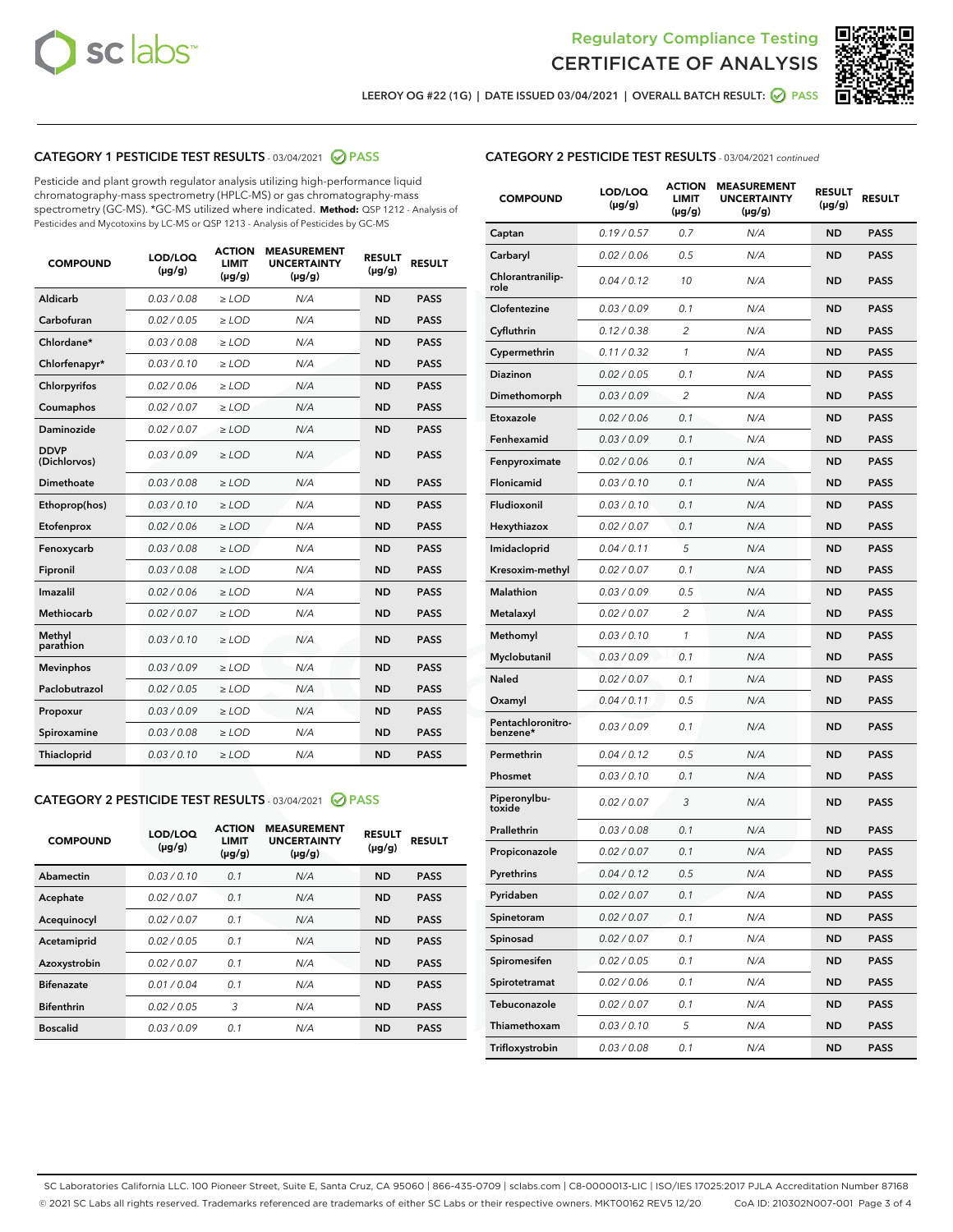LEEROY OG #22 (1G) | DATE ISSUED 03/04/2021 | OVERALL BATCH RESULT: PASS

## CATEGORY 1 PESTICIDE TEST RESULTS - 03/04/2021 PASS

Pesticide and plant growth regulator analysis utilizing high-performance liquid chromatography-mass spectrometry (HPLC-MS) or gas chromatography-mass spectrometry (GC-MS). *GC-MS utilized where indicated. **Method:** QSP 1212 - Analysis of Pesticides and Mycotoxins by LC-MS or QSP 1213 - Analysis of Pesticides by GC-MS

| COMPOUND | LOD/LOQ (µg/g) | ACTION LIMIT (µg/g) | MEASUREMENT UNCERTAINTY (µg/g) | RESULT (µg/g) | RESULT |
|---|---|---|---|---|---|
| Aldicarb | 0.03 / 0.08 | ≥ LOD | N/A | ND | PASS |
| Carbofuran | 0.02 / 0.05 | ≥ LOD | N/A | ND | PASS |
| Chlordane* | 0.03 / 0.08 | ≥ LOD | N/A | ND | PASS |
| Chlorfenapyr* | 0.03 / 0.10 | ≥ LOD | N/A | ND | PASS |
| Chlorpyrifos | 0.02 / 0.06 | ≥ LOD | N/A | ND | PASS |
| Coumaphos | 0.02 / 0.07 | ≥ LOD | N/A | ND | PASS |
| Daminozide | 0.02 / 0.07 | ≥ LOD | N/A | ND | PASS |
| DDVP (Dichlorvos) | 0.03 / 0.09 | ≥ LOD | N/A | ND | PASS |
| Dimethoate | 0.03 / 0.08 | ≥ LOD | N/A | ND | PASS |
| Ethoprop(hos) | 0.03 / 0.10 | ≥ LOD | N/A | ND | PASS |
| Etofenprox | 0.02 / 0.06 | ≥ LOD | N/A | ND | PASS |
| Fenoxycarb | 0.03 / 0.08 | ≥ LOD | N/A | ND | PASS |
| Fipronil | 0.03 / 0.08 | ≥ LOD | N/A | ND | PASS |
| Imazalil | 0.02 / 0.06 | ≥ LOD | N/A | ND | PASS |
| Methiocarb | 0.02 / 0.07 | ≥ LOD | N/A | ND | PASS |
| Methyl parathion | 0.03 / 0.10 | ≥ LOD | N/A | ND | PASS |
| Mevinphos | 0.03 / 0.09 | ≥ LOD | N/A | ND | PASS |
| Paclobutrazol | 0.02 / 0.05 | ≥ LOD | N/A | ND | PASS |
| Propoxur | 0.03 / 0.09 | ≥ LOD | N/A | ND | PASS |
| Spiroxamine | 0.03 / 0.08 | ≥ LOD | N/A | ND | PASS |
| Thiacloprid | 0.03 / 0.10 | ≥ LOD | N/A | ND | PASS |

## CATEGORY 2 PESTICIDE TEST RESULTS - 03/04/2021 PASS

| COMPOUND | LOD/LOQ (µg/g) | ACTION LIMIT (µg/g) | MEASUREMENT UNCERTAINTY (µg/g) | RESULT (µg/g) | RESULT |
|---|---|---|---|---|---|
| Abamectin | 0.03 / 0.10 | 0.1 | N/A | ND | PASS |
| Acephate | 0.02 / 0.07 | 0.1 | N/A | ND | PASS |
| Acequinocyl | 0.02 / 0.07 | 0.1 | N/A | ND | PASS |
| Acetamiprid | 0.02 / 0.05 | 0.1 | N/A | ND | PASS |
| Azoxystrobin | 0.02 / 0.07 | 0.1 | N/A | ND | PASS |
| Bifenazate | 0.01 / 0.04 | 0.1 | N/A | ND | PASS |
| Bifenthrin | 0.02 / 0.05 | 3 | N/A | ND | PASS |
| Boscalid | 0.03 / 0.09 | 0.1 | N/A | ND | PASS |
| Captan | 0.19 / 0.57 | 0.7 | N/A | ND | PASS |
| Carbaryl | 0.02 / 0.06 | 0.5 | N/A | ND | PASS |
| Chlorantraniliprole | 0.04 / 0.12 | 10 | N/A | ND | PASS |
| Clofentezine | 0.03 / 0.09 | 0.1 | N/A | ND | PASS |
| Cyfluthrin | 0.12 / 0.38 | 2 | N/A | ND | PASS |
| Cypermethrin | 0.11 / 0.32 | 1 | N/A | ND | PASS |
| Diazinon | 0.02 / 0.05 | 0.1 | N/A | ND | PASS |
| Dimethomorph | 0.03 / 0.09 | 2 | N/A | ND | PASS |
| Etoxazole | 0.02 / 0.06 | 0.1 | N/A | ND | PASS |
| Fenhexamid | 0.03 / 0.09 | 0.1 | N/A | ND | PASS |
| Fenpyroximate | 0.02 / 0.06 | 0.1 | N/A | ND | PASS |
| Flonicamid | 0.03 / 0.10 | 0.1 | N/A | ND | PASS |
| Fludioxonil | 0.03 / 0.10 | 0.1 | N/A | ND | PASS |
| Hexythiazox | 0.02 / 0.07 | 0.1 | N/A | ND | PASS |
| Imidacloprid | 0.04 / 0.11 | 5 | N/A | ND | PASS |
| Kresoxim-methyl | 0.02 / 0.07 | 0.1 | N/A | ND | PASS |
| Malathion | 0.03 / 0.09 | 0.5 | N/A | ND | PASS |
| Metalaxyl | 0.02 / 0.07 | 2 | N/A | ND | PASS |
| Methomyl | 0.03 / 0.10 | 1 | N/A | ND | PASS |
| Myclobutanil | 0.03 / 0.09 | 0.1 | N/A | ND | PASS |
| Naled | 0.02 / 0.07 | 0.1 | N/A | ND | PASS |
| Oxamyl | 0.04 / 0.11 | 0.5 | N/A | ND | PASS |
| Pentachloronitrobenzene* | 0.03 / 0.09 | 0.1 | N/A | ND | PASS |
| Permethrin | 0.04 / 0.12 | 0.5 | N/A | ND | PASS |
| Phosmet | 0.03 / 0.10 | 0.1 | N/A | ND | PASS |
| Piperonylbutoxide | 0.02 / 0.07 | 3 | N/A | ND | PASS |
| Prallethrin | 0.03 / 0.08 | 0.1 | N/A | ND | PASS |
| Propiconazole | 0.02 / 0.07 | 0.1 | N/A | ND | PASS |
| Pyrethrins | 0.04 / 0.12 | 0.5 | N/A | ND | PASS |
| Pyridaben | 0.02 / 0.07 | 0.1 | N/A | ND | PASS |
| Spinetoram | 0.02 / 0.07 | 0.1 | N/A | ND | PASS |
| Spinosad | 0.02 / 0.07 | 0.1 | N/A | ND | PASS |
| Spiromesifen | 0.02 / 0.05 | 0.1 | N/A | ND | PASS |
| Spirotetramat | 0.02 / 0.06 | 0.1 | N/A | ND | PASS |
| Tebuconazole | 0.02 / 0.07 | 0.1 | N/A | ND | PASS |
| Thiamethoxam | 0.03 / 0.10 | 5 | N/A | ND | PASS |
| Trifloxystrobin | 0.03 / 0.08 | 0.1 | N/A | ND | PASS |

SC Laboratories California LLC. 100 Pioneer Street, Suite E, Santa Cruz, CA 95060 | 866-435-0709 | sclabs.com | C8-0000013-LIC | ISO/IES 17025:2017 PJLA Accreditation Number 87168
© 2021 SC Labs all rights reserved. Trademarks referenced are trademarks of either SC Labs or their respective owners. MKT00162 REV5 12/20 CoA ID: 210302N007-001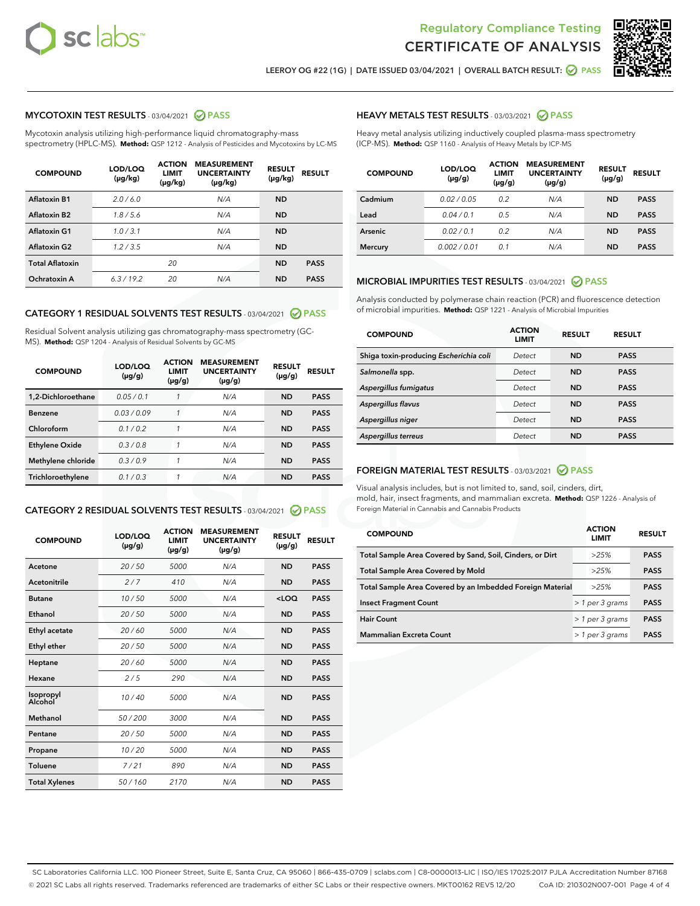Regulatory Compliance Testing
# CERTIFICATE OF ANALYSIS

LEEROY OG #22 (1G) | DATE ISSUED 03/04/2021 | OVERALL BATCH RESULT: PASS

## MYCOTOXIN TEST RESULTS - 03/04/2021 PASS

Mycotoxin analysis utilizing high-performance liquid chromatography-mass spectrometry (HPLC-MS). **Method:** QSP 1212 - Analysis of Pesticides and Mycotoxins by LC-MS

| COMPOUND | LOD/LOQ (µg/kg) | ACTION LIMIT (µg/kg) | MEASUREMENT UNCERTAINTY (µg/kg) | RESULT (µg/kg) | RESULT |
|---|---|---|---|---|---|
| Aflatoxin B1 | 2.0 / 6.0 | | N/A | ND | |
| Aflatoxin B2 | 1.8 / 5.6 | | N/A | ND | |
| Aflatoxin G1 | 1.0 / 3.1 | | N/A | ND | |
| Aflatoxin G2 | 1.2 / 3.5 | | N/A | ND | |
| Total Aflatoxin | | 20 | | ND | PASS |
| Ochratoxin A | 6.3 / 19.2 | 20 | N/A | ND | PASS |

## CATEGORY 1 RESIDUAL SOLVENTS TEST RESULTS - 03/04/2021 PASS

Residual Solvent analysis utilizing gas chromatography-mass spectrometry (GC-MS). **Method:** QSP 1204 - Analysis of Residual Solvents by GC-MS

| COMPOUND | LOD/LOQ (µg/g) | ACTION LIMIT (µg/g) | MEASUREMENT UNCERTAINTY (µg/g) | RESULT (µg/g) | RESULT |
|---|---|---|---|---|---|
| 1,2-Dichloroethane | 0.05 / 0.1 | 1 | N/A | ND | PASS |
| Benzene | 0.03 / 0.09 | 1 | N/A | ND | PASS |
| Chloroform | 0.1 / 0.2 | 1 | N/A | ND | PASS |
| Ethylene Oxide | 0.3 / 0.8 | 1 | N/A | ND | PASS |
| Methylene chloride | 0.3 / 0.9 | 1 | N/A | ND | PASS |
| Trichloroethylene | 0.1 / 0.3 | 1 | N/A | ND | PASS |

## CATEGORY 2 RESIDUAL SOLVENTS TEST RESULTS - 03/04/2021 PASS

| COMPOUND | LOD/LOQ (µg/g) | ACTION LIMIT (µg/g) | MEASUREMENT UNCERTAINTY (µg/g) | RESULT (µg/g) | RESULT |
|---|---|---|---|---|---|
| Acetone | 20 / 50 | 5000 | N/A | ND | PASS |
| Acetonitrile | 2 / 7 | 410 | N/A | ND | PASS |
| Butane | 10 / 50 | 5000 | N/A | <LOQ | PASS |
| Ethanol | 20 / 50 | 5000 | N/A | ND | PASS |
| Ethyl acetate | 20 / 60 | 5000 | N/A | ND | PASS |
| Ethyl ether | 20 / 50 | 5000 | N/A | ND | PASS |
| Heptane | 20 / 60 | 5000 | N/A | ND | PASS |
| Hexane | 2 / 5 | 290 | N/A | ND | PASS |
| Isopropyl Alcohol | 10 / 40 | 5000 | N/A | ND | PASS |
| Methanol | 50 / 200 | 3000 | N/A | ND | PASS |
| Pentane | 20 / 50 | 5000 | N/A | ND | PASS |
| Propane | 10 / 20 | 5000 | N/A | ND | PASS |
| Toluene | 7 / 21 | 890 | N/A | ND | PASS |
| Total Xylenes | 50 / 160 | 2170 | N/A | ND | PASS |

## HEAVY METALS TEST RESULTS - 03/03/2021 PASS

Heavy metal analysis utilizing inductively coupled plasma-mass spectrometry (ICP-MS). **Method:** QSP 1160 - Analysis of Heavy Metals by ICP-MS

| COMPOUND | LOD/LOQ (µg/g) | ACTION LIMIT (µg/g) | MEASUREMENT UNCERTAINTY (µg/g) | RESULT (µg/g) | RESULT |
|---|---|---|---|---|---|
| Cadmium | 0.02 / 0.05 | 0.2 | N/A | ND | PASS |
| Lead | 0.04 / 0.1 | 0.5 | N/A | ND | PASS |
| Arsenic | 0.02 / 0.1 | 0.2 | N/A | ND | PASS |
| Mercury | 0.002 / 0.01 | 0.1 | N/A | ND | PASS |

## MICROBIAL IMPURITIES TEST RESULTS - 03/04/2021 PASS

Analysis conducted by polymerase chain reaction (PCR) and fluorescence detection of microbial impurities. **Method:** QSP 1221 - Analysis of Microbial Impurities

| COMPOUND | ACTION LIMIT | RESULT | RESULT |
|---|---|---|---|
| *Shiga toxin-producing Escherichia coli* | Detect | ND | PASS |
| *Salmonella* spp. | Detect | ND | PASS |
| *Aspergillus fumigatus* | Detect | ND | PASS |
| *Aspergillus flavus* | Detect | ND | PASS |
| *Aspergillus niger* | Detect | ND | PASS |
| *Aspergillus terreus* | Detect | ND | PASS |

## FOREIGN MATERIAL TEST RESULTS - 03/03/2021 PASS

Visual analysis includes, but is not limited to, sand, soil, cinders, dirt, mold, hair, insect fragments, and mammalian excreta. **Method:** QSP 1226 - Analysis of Foreign Material in Cannabis and Cannabis Products

| COMPOUND | ACTION LIMIT | RESULT |
|---|---|---|
| Total Sample Area Covered by Sand, Soil, Cinders, or Dirt | >25% | PASS |
| Total Sample Area Covered by Mold | >25% | PASS |
| Total Sample Area Covered by an Imbedded Foreign Material | >25% | PASS |
| Insect Fragment Count | > 1 per 3 grams | PASS |
| Hair Count | > 1 per 3 grams | PASS |
| Mammalian Excreta Count | > 1 per 3 grams | PASS |

SC Laboratories California LLC. 100 Pioneer Street, Suite E, Santa Cruz, CA 95060 | 866-435-0709 | sclabs.com | C8-0000013-LIC | ISO/IES 17025:2017 PJLA Accreditation Number 87168
© 2021 SC Labs all rights reserved. Trademarks referenced are trademarks of either SC Labs or their respective owners. MKT00162 REV5 12/20 CoA ID: 210302N007-001